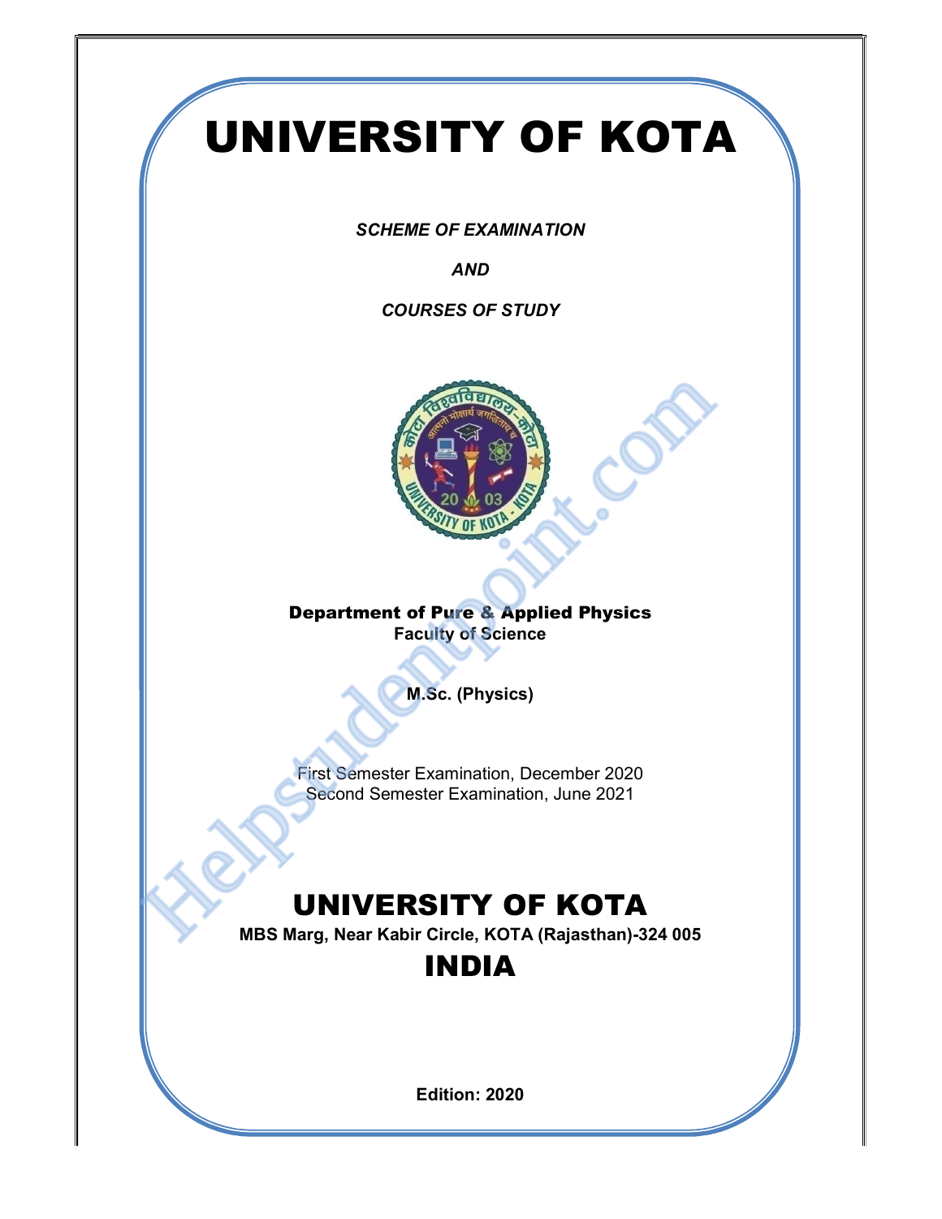# UNIVERSITY OF KOTA

*SCHEME OF EXAMINATION*

*AND*

*COURSES OF STUDY*

**Department of Pure & Applied Physics**
**Faculty of Science**

**M.Sc. (Physics)**

First Semester Examination, December 2020
Second Semester Examination, June 2021

# UNIVERSITY OF KOTA

**MBS Marg, Near Kabir Circle, KOTA (Rajasthan)-324 005**

# INDIA

**Edition: 2020**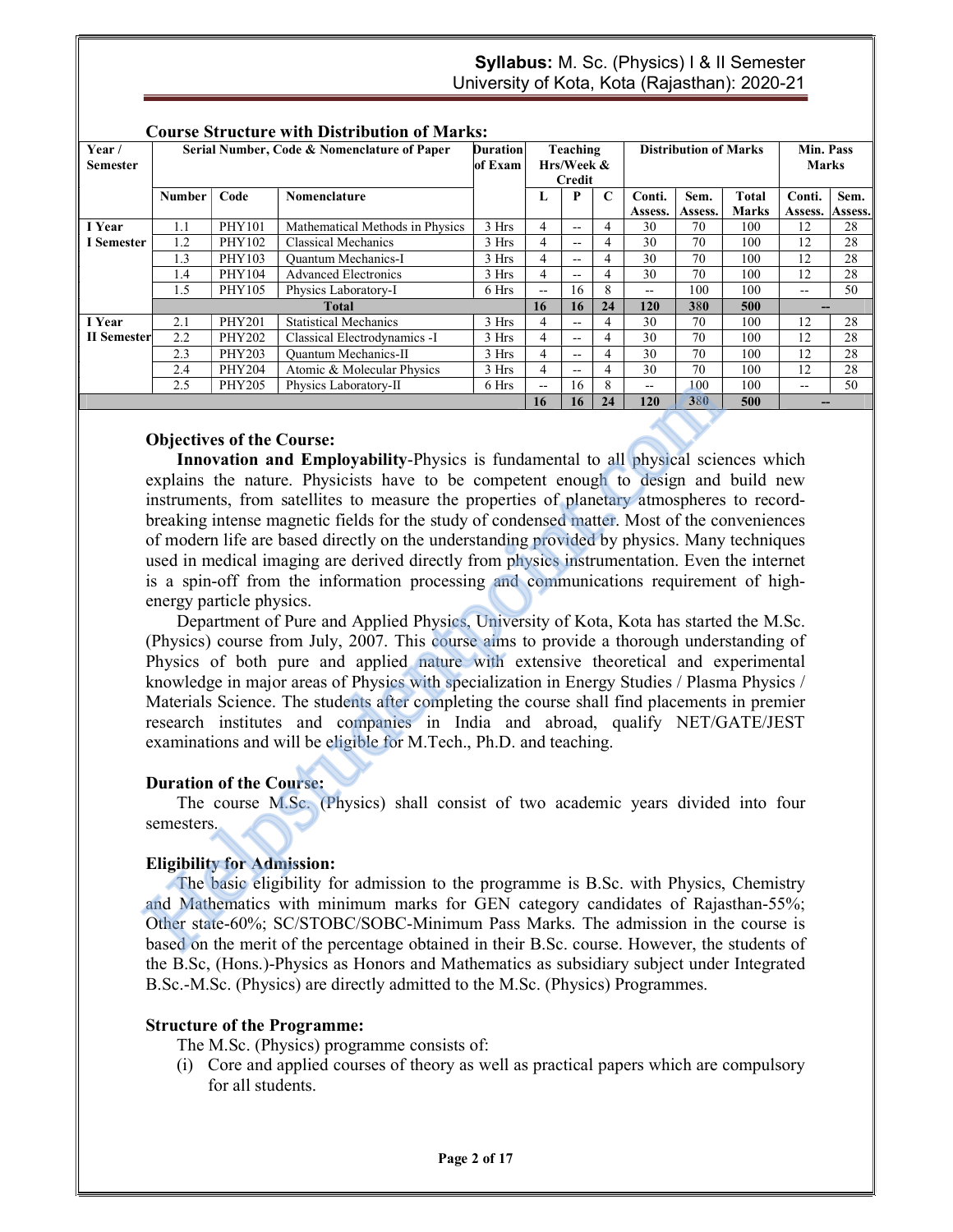## Course Structure with Distribution of Marks:

| Year / Semester | Serial Number, Code & Nomenclature of Paper | | | Duration of Exam | Teaching Hrs/Week & Credit | | | Distribution of Marks | | | Min. Pass Marks | |
|---|---|---|---|---|---|---|---|---|---|---|---|---|
| | Number | Code | Nomenclature | | L | P | C | Conti. Assess. | Sem. Assess. | Total Marks | Conti. Assess. | Sem. Assess. |
| I Year I Semester | 1.1 | PHY101 | Mathematical Methods in Physics | 3 Hrs | 4 | -- | 4 | 30 | 70 | 100 | 12 | 28 |
| | 1.2 | PHY102 | Classical Mechanics | 3 Hrs | 4 | -- | 4 | 30 | 70 | 100 | 12 | 28 |
| | 1.3 | PHY103 | Quantum Mechanics-I | 3 Hrs | 4 | -- | 4 | 30 | 70 | 100 | 12 | 28 |
| | 1.4 | PHY104 | Advanced Electronics | 3 Hrs | 4 | -- | 4 | 30 | 70 | 100 | 12 | 28 |
| | 1.5 | PHY105 | Physics Laboratory-I | 6 Hrs | -- | 16 | 8 | -- | 100 | 100 | -- | 50 |
| | **Total** | | | | **16** | **16** | **24** | **120** | **380** | **500** | **--** | |
| I Year II Semester | 2.1 | PHY201 | Statistical Mechanics | 3 Hrs | 4 | -- | 4 | 30 | 70 | 100 | 12 | 28 |
| | 2.2 | PHY202 | Classical Electrodynamics -I | 3 Hrs | 4 | -- | 4 | 30 | 70 | 100 | 12 | 28 |
| | 2.3 | PHY203 | Quantum Mechanics-II | 3 Hrs | 4 | -- | 4 | 30 | 70 | 100 | 12 | 28 |
| | 2.4 | PHY204 | Atomic & Molecular Physics | 3 Hrs | 4 | -- | 4 | 30 | 70 | 100 | 12 | 28 |
| | 2.5 | PHY205 | Physics Laboratory-II | 6 Hrs | -- | 16 | 8 | -- | 100 | 100 | -- | 50 |
| | | | | | **16** | **16** | **24** | **120** | **380** | **500** | **--** | |

### Objectives of the Course:

**Innovation and Employability**-Physics is fundamental to all physical sciences which explains the nature. Physicists have to be competent enough to design and build new instruments, from satellites to measure the properties of planetary atmospheres to record-breaking intense magnetic fields for the study of condensed matter. Most of the conveniences of modern life are based directly on the understanding provided by physics. Many techniques used in medical imaging are derived directly from physics instrumentation. Even the internet is a spin-off from the information processing and communications requirement of high-energy particle physics.

Department of Pure and Applied Physics, University of Kota, Kota has started the M.Sc. (Physics) course from July, 2007. This course aims to provide a thorough understanding of Physics of both pure and applied nature with extensive theoretical and experimental knowledge in major areas of Physics with specialization in Energy Studies / Plasma Physics / Materials Science. The students after completing the course shall find placements in premier research institutes and companies in India and abroad, qualify NET/GATE/JEST examinations and will be eligible for M.Tech., Ph.D. and teaching.

### Duration of the Course:

The course M.Sc. (Physics) shall consist of two academic years divided into four semesters.

### Eligibility for Admission:

The basic eligibility for admission to the programme is B.Sc. with Physics, Chemistry and Mathematics with minimum marks for GEN category candidates of Rajasthan-55%; Other state-60%; SC/STOBC/SOBC-Minimum Pass Marks. The admission in the course is based on the merit of the percentage obtained in their B.Sc. course. However, the students of the B.Sc, (Hons.)-Physics as Honors and Mathematics as subsidiary subject under Integrated B.Sc.-M.Sc. (Physics) are directly admitted to the M.Sc. (Physics) Programmes.

### Structure of the Programme:

The M.Sc. (Physics) programme consists of:

(i) Core and applied courses of theory as well as practical papers which are compulsory for all students.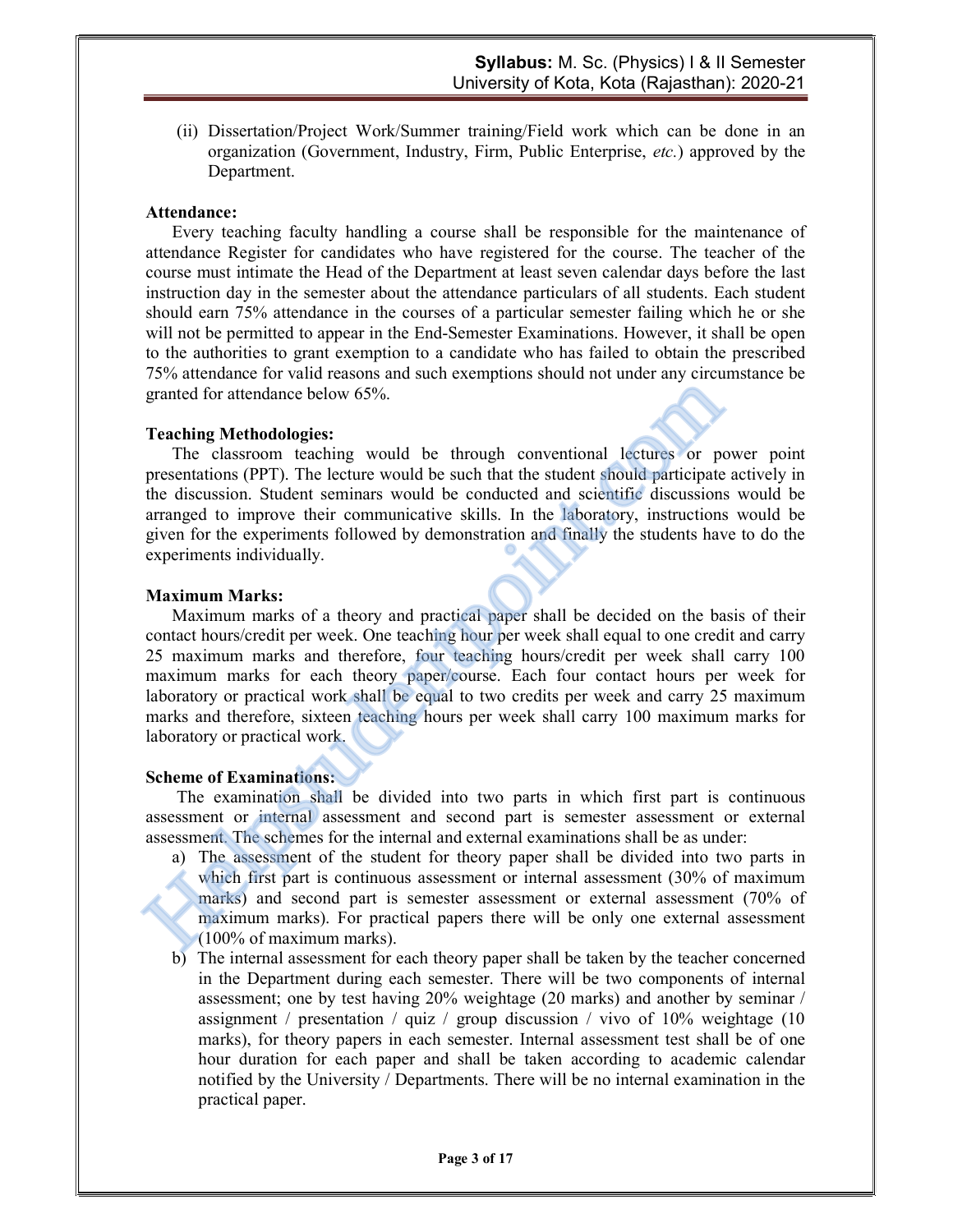(ii) Dissertation/Project Work/Summer training/Field work which can be done in an organization (Government, Industry, Firm, Public Enterprise, *etc.*) approved by the Department.

**Attendance:**

Every teaching faculty handling a course shall be responsible for the maintenance of attendance Register for candidates who have registered for the course. The teacher of the course must intimate the Head of the Department at least seven calendar days before the last instruction day in the semester about the attendance particulars of all students. Each student should earn 75% attendance in the courses of a particular semester failing which he or she will not be permitted to appear in the End-Semester Examinations. However, it shall be open to the authorities to grant exemption to a candidate who has failed to obtain the prescribed 75% attendance for valid reasons and such exemptions should not under any circumstance be granted for attendance below 65%.

**Teaching Methodologies:**

The classroom teaching would be through conventional lectures or power point presentations (PPT). The lecture would be such that the student should participate actively in the discussion. Student seminars would be conducted and scientific discussions would be arranged to improve their communicative skills. In the laboratory, instructions would be given for the experiments followed by demonstration and finally the students have to do the experiments individually.

**Maximum Marks:**

Maximum marks of a theory and practical paper shall be decided on the basis of their contact hours/credit per week. One teaching hour per week shall equal to one credit and carry 25 maximum marks and therefore, four teaching hours/credit per week shall carry 100 maximum marks for each theory paper/course. Each four contact hours per week for laboratory or practical work shall be equal to two credits per week and carry 25 maximum marks and therefore, sixteen teaching hours per week shall carry 100 maximum marks for laboratory or practical work.

**Scheme of Examinations:**

The examination shall be divided into two parts in which first part is continuous assessment or internal assessment and second part is semester assessment or external assessment. The schemes for the internal and external examinations shall be as under:

a) The assessment of the student for theory paper shall be divided into two parts in which first part is continuous assessment or internal assessment (30% of maximum marks) and second part is semester assessment or external assessment (70% of maximum marks). For practical papers there will be only one external assessment (100% of maximum marks).

b) The internal assessment for each theory paper shall be taken by the teacher concerned in the Department during each semester. There will be two components of internal assessment; one by test having 20% weightage (20 marks) and another by seminar / assignment / presentation / quiz / group discussion / vivo of 10% weightage (10 marks), for theory papers in each semester. Internal assessment test shall be of one hour duration for each paper and shall be taken according to academic calendar notified by the University / Departments. There will be no internal examination in the practical paper.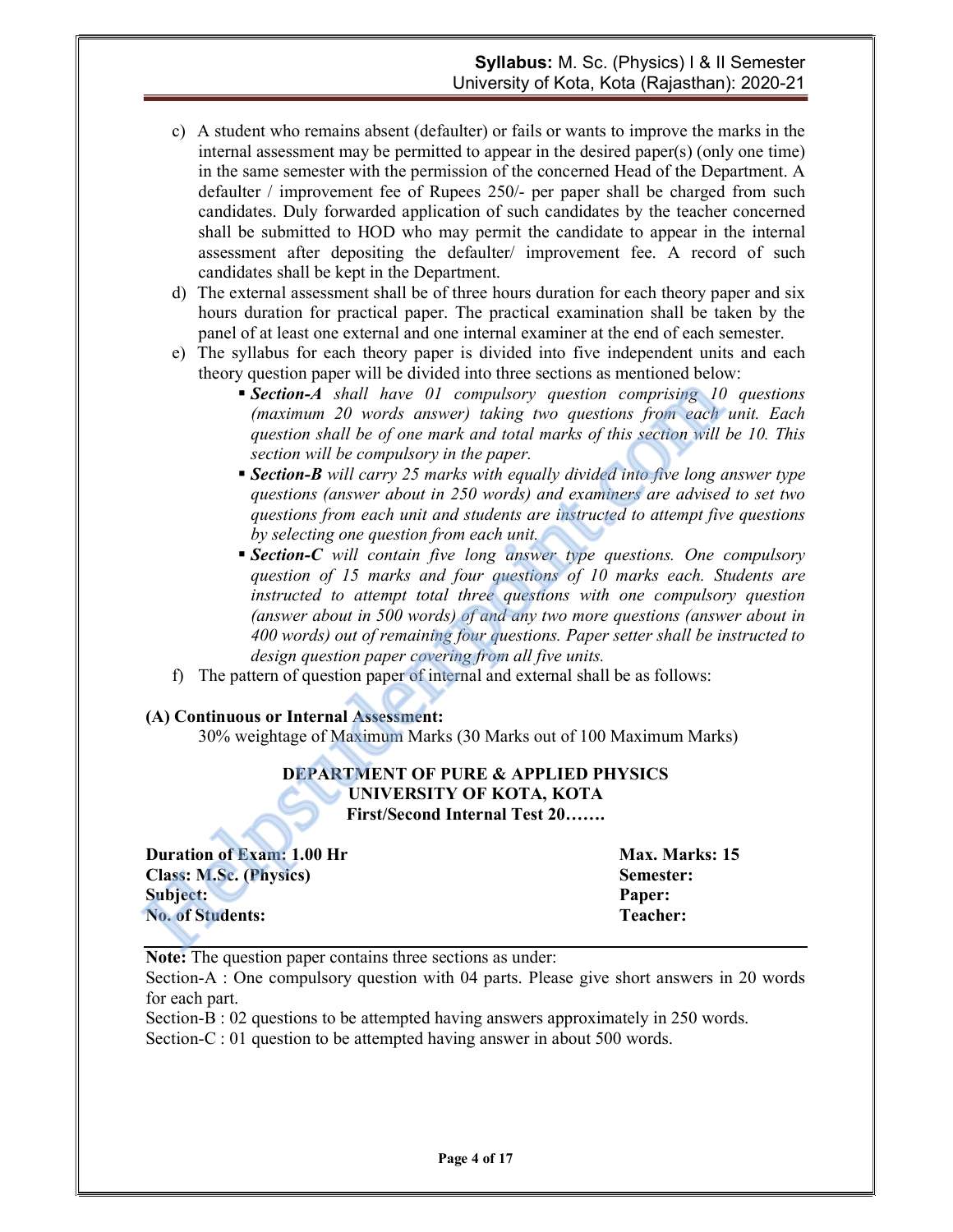c) A student who remains absent (defaulter) or fails or wants to improve the marks in the internal assessment may be permitted to appear in the desired paper(s) (only one time) in the same semester with the permission of the concerned Head of the Department. A defaulter / improvement fee of Rupees 250/- per paper shall be charged from such candidates. Duly forwarded application of such candidates by the teacher concerned shall be submitted to HOD who may permit the candidate to appear in the internal assessment after depositing the defaulter/ improvement fee. A record of such candidates shall be kept in the Department.

d) The external assessment shall be of three hours duration for each theory paper and six hours duration for practical paper. The practical examination shall be taken by the panel of at least one external and one internal examiner at the end of each semester.

e) The syllabus for each theory paper is divided into five independent units and each theory question paper will be divided into three sections as mentioned below:

- ***Section-A*** *shall have 01 compulsory question comprising 10 questions (maximum 20 words answer) taking two questions from each unit. Each question shall be of one mark and total marks of this section will be 10. This section will be compulsory in the paper.*
- ***Section-B*** *will carry 25 marks with equally divided into five long answer type questions (answer about in 250 words) and examiners are advised to set two questions from each unit and students are instructed to attempt five questions by selecting one question from each unit.*
- ***Section-C*** *will contain five long answer type questions. One compulsory question of 15 marks and four questions of 10 marks each. Students are instructed to attempt total three questions with one compulsory question (answer about in 500 words) of and any two more questions (answer about in 400 words) out of remaining four questions. Paper setter shall be instructed to design question paper covering from all five units.*

f) The pattern of question paper of internal and external shall be as follows:

**(A) Continuous or Internal Assessment:**

30% weightage of Maximum Marks (30 Marks out of 100 Maximum Marks)

**DEPARTMENT OF PURE & APPLIED PHYSICS**
**UNIVERSITY OF KOTA, KOTA**
**First/Second Internal Test 20…….**

| | |
|---|---|
| **Duration of Exam: 1.00 Hr** | **Max. Marks: 15** |
| **Class: M.Sc. (Physics)** | **Semester:** |
| **Subject:** | **Paper:** |
| **No. of Students:** | **Teacher:** |

**Note:** The question paper contains three sections as under:

Section-A : One compulsory question with 04 parts. Please give short answers in 20 words for each part.

Section-B : 02 questions to be attempted having answers approximately in 250 words.

Section-C : 01 question to be attempted having answer in about 500 words.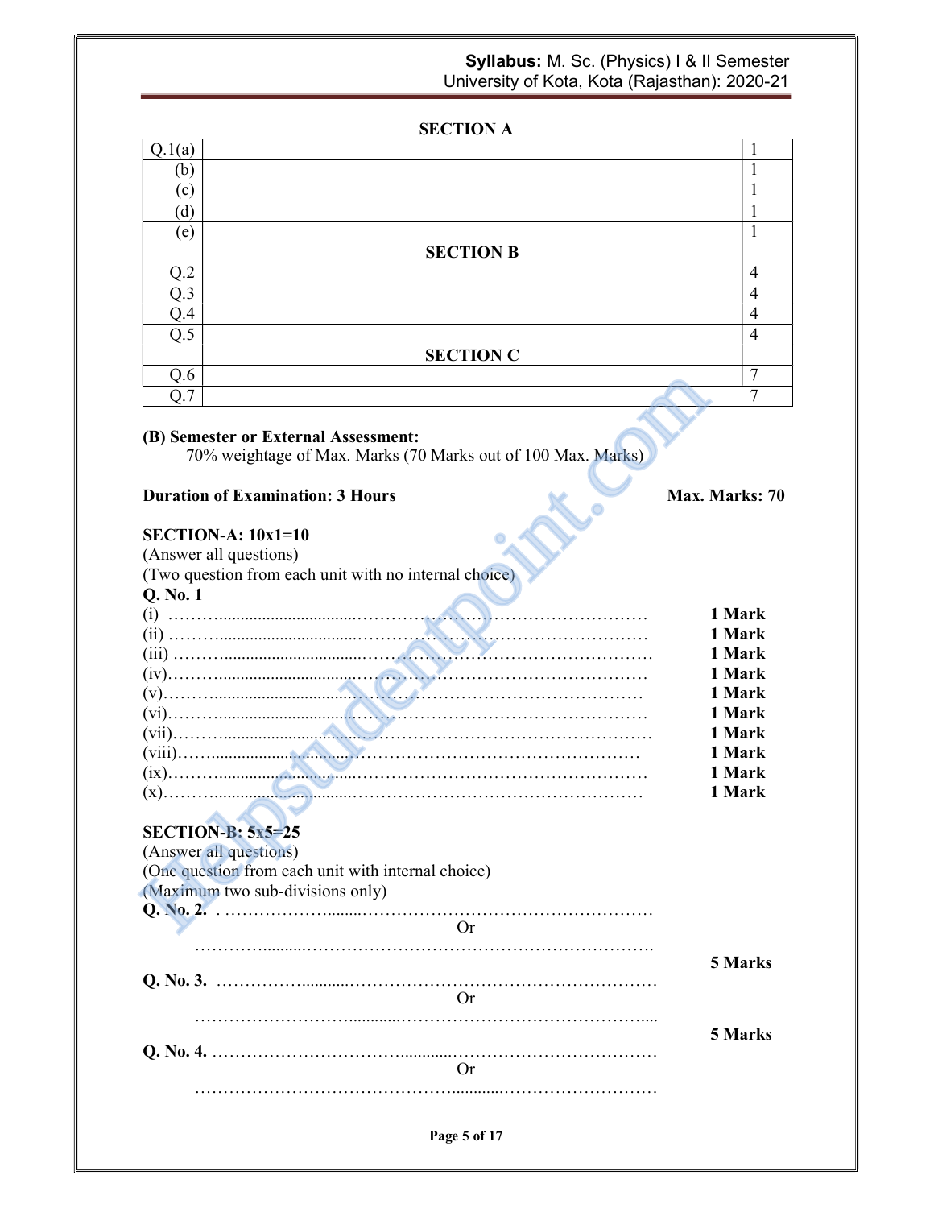| | SECTION A | |
|---|---|---|
| Q.1(a) | | 1 |
| (b) | | 1 |
| (c) | | 1 |
| (d) | | 1 |
| (e) | | 1 |
| | **SECTION B** | |
| Q.2 | | 4 |
| Q.3 | | 4 |
| Q.4 | | 4 |
| Q.5 | | 4 |
| | **SECTION C** | |
| Q.6 | | 7 |
| Q.7 | | 7 |

**(B) Semester or External Assessment:**

70% weightage of Max. Marks (70 Marks out of 100 Max. Marks)

**Duration of Examination: 3 Hours** **Max. Marks: 70**

**SECTION-A: 10x1=10**

(Answer all questions)

(Two question from each unit with no internal choice)

**Q. No. 1**

(i) ………………………………………………………………… **1 Mark**

(ii) ………………………………………………………………… **1 Mark**

(iii) ………………………………………………………………… **1 Mark**

(iv)………………………………………………………………… **1 Mark**

(v)………………………………………………………………… **1 Mark**

(vi)………………………………………………………………… **1 Mark**

(vii)………………………………………………………………… **1 Mark**

(viii)………………………………………………………………… **1 Mark**

(ix)………………………………………………………………… **1 Mark**

(x)………………………………………………………………… **1 Mark**

**SECTION-B: 5x5=25**

(Answer all questions)

(One question from each unit with internal choice)

(Maximum two sub-divisions only)

**Q. No. 2.** . …………………………………………………………………

Or

…………………………………………………………………… **5 Marks**

**Q. No. 3.** …………………………………………………………………

Or

…………………………………………………………………… **5 Marks**

**Q. No. 4.** …………………………………………………………………

Or

……………………………………………………………………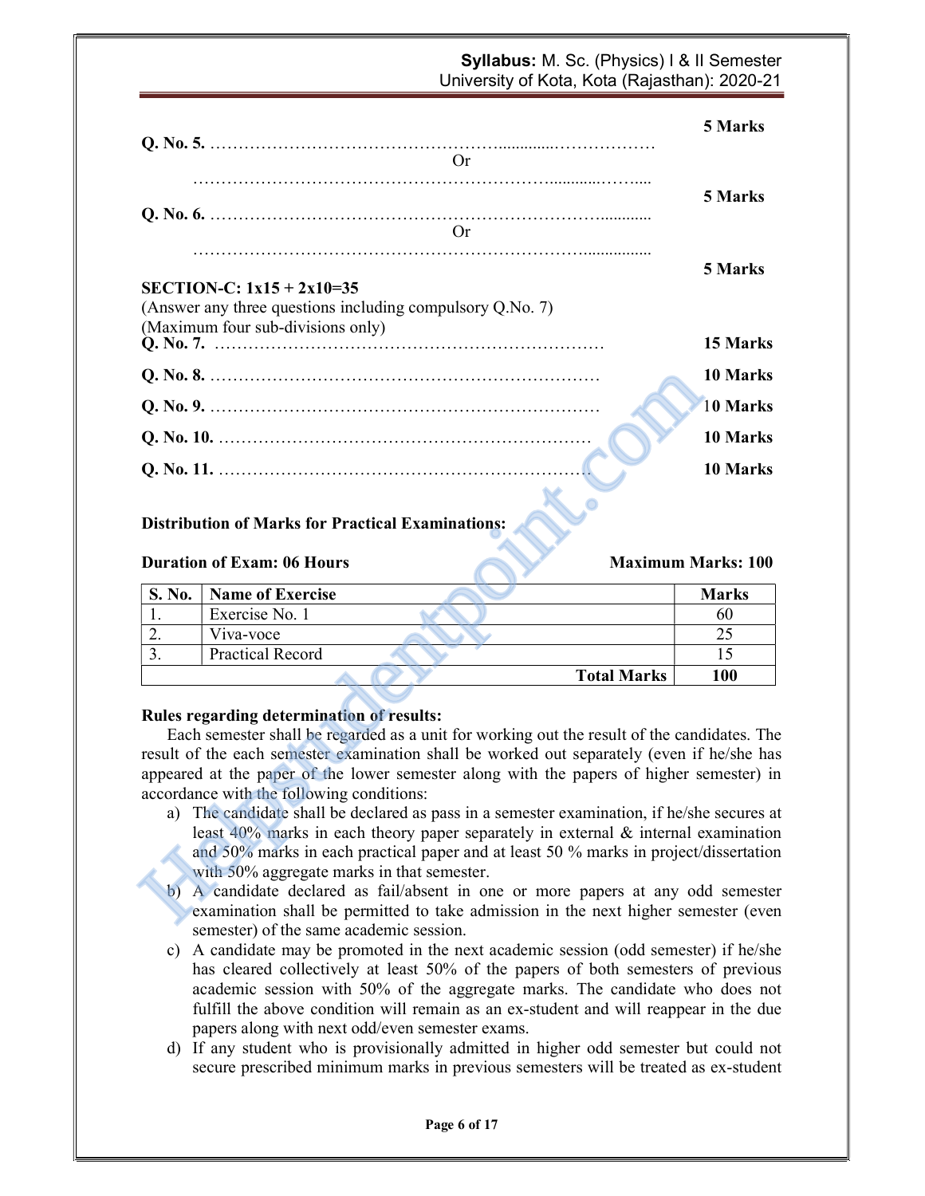**Q. No. 5.** ……………………………………………..............……………… **5 Marks**

Or

………………………………………………………...........……....

**Q. No. 6.** …………………………………………………………….......... **5 Marks**

Or

……………………………………………………………................ **5 Marks**

**SECTION-C: 1x15 + 2x10=35**

(Answer any three questions including compulsory Q.No. 7)

(Maximum four sub-divisions only)

**Q. No. 7.** …………………………………………………………… **15 Marks**

**Q. No. 8.** …………………………………………………………… **10 Marks**

**Q. No. 9.** …………………………………………………………… **10 Marks**

**Q. No. 10.** ………………………………………………………… **10 Marks**

**Q. No. 11.** ………………………………………………………… **10 Marks**

**Distribution of Marks for Practical Examinations:**

**Duration of Exam: 06 Hours** **Maximum Marks: 100**

| S. No. | Name of Exercise | Marks |
|---|---|---|
| 1. | Exercise No. 1 | 60 |
| 2. | Viva-voce | 25 |
| 3. | Practical Record | 15 |
| | **Total Marks** | **100** |

**Rules regarding determination of results:**

Each semester shall be regarded as a unit for working out the result of the candidates. The result of the each semester examination shall be worked out separately (even if he/she has appeared at the paper of the lower semester along with the papers of higher semester) in accordance with the following conditions:

a) The candidate shall be declared as pass in a semester examination, if he/she secures at least 40% marks in each theory paper separately in external & internal examination and 50% marks in each practical paper and at least 50 % marks in project/dissertation with 50% aggregate marks in that semester.

b) A candidate declared as fail/absent in one or more papers at any odd semester examination shall be permitted to take admission in the next higher semester (even semester) of the same academic session.

c) A candidate may be promoted in the next academic session (odd semester) if he/she has cleared collectively at least 50% of the papers of both semesters of previous academic session with 50% of the aggregate marks. The candidate who does not fulfill the above condition will remain as an ex-student and will reappear in the due papers along with next odd/even semester exams.

d) If any student who is provisionally admitted in higher odd semester but could not secure prescribed minimum marks in previous semesters will be treated as ex-student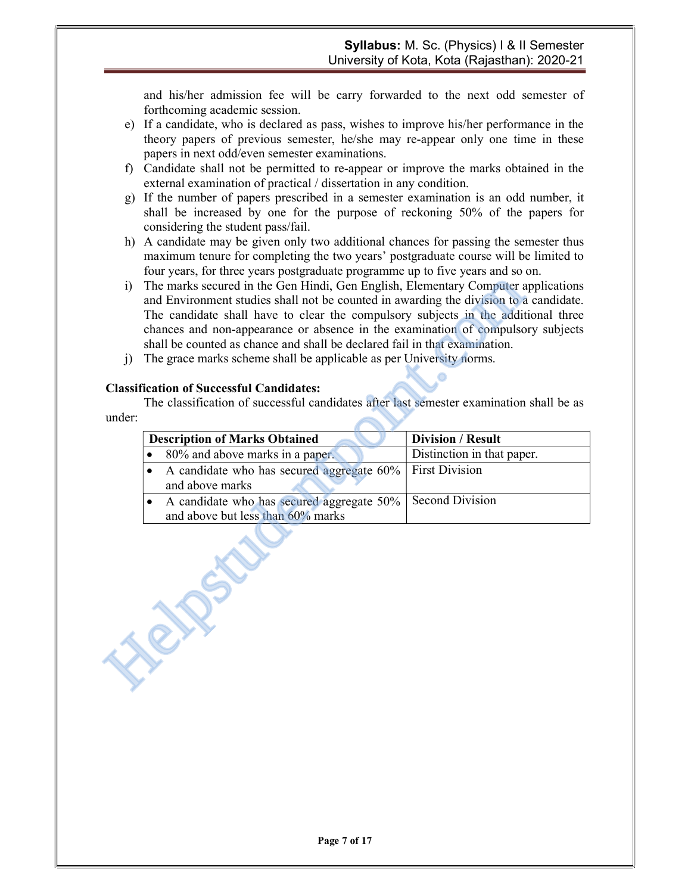and his/her admission fee will be carry forwarded to the next odd semester of forthcoming academic session.

e) If a candidate, who is declared as pass, wishes to improve his/her performance in the theory papers of previous semester, he/she may re-appear only one time in these papers in next odd/even semester examinations.

f) Candidate shall not be permitted to re-appear or improve the marks obtained in the external examination of practical / dissertation in any condition.

g) If the number of papers prescribed in a semester examination is an odd number, it shall be increased by one for the purpose of reckoning 50% of the papers for considering the student pass/fail.

h) A candidate may be given only two additional chances for passing the semester thus maximum tenure for completing the two years' postgraduate course will be limited to four years, for three years postgraduate programme up to five years and so on.

i) The marks secured in the Gen Hindi, Gen English, Elementary Computer applications and Environment studies shall not be counted in awarding the division to a candidate. The candidate shall have to clear the compulsory subjects in the additional three chances and non-appearance or absence in the examination of compulsory subjects shall be counted as chance and shall be declared fail in that examination.

j) The grace marks scheme shall be applicable as per University norms.

**Classification of Successful Candidates:**

The classification of successful candidates after last semester examination shall be as under:

| Description of Marks Obtained | Division / Result |
|---|---|
| • 80% and above marks in a paper. | Distinction in that paper. |
| • A candidate who has secured aggregate 60% and above marks | First Division |
| • A candidate who has secured aggregate 50% and above but less than 60% marks | Second Division |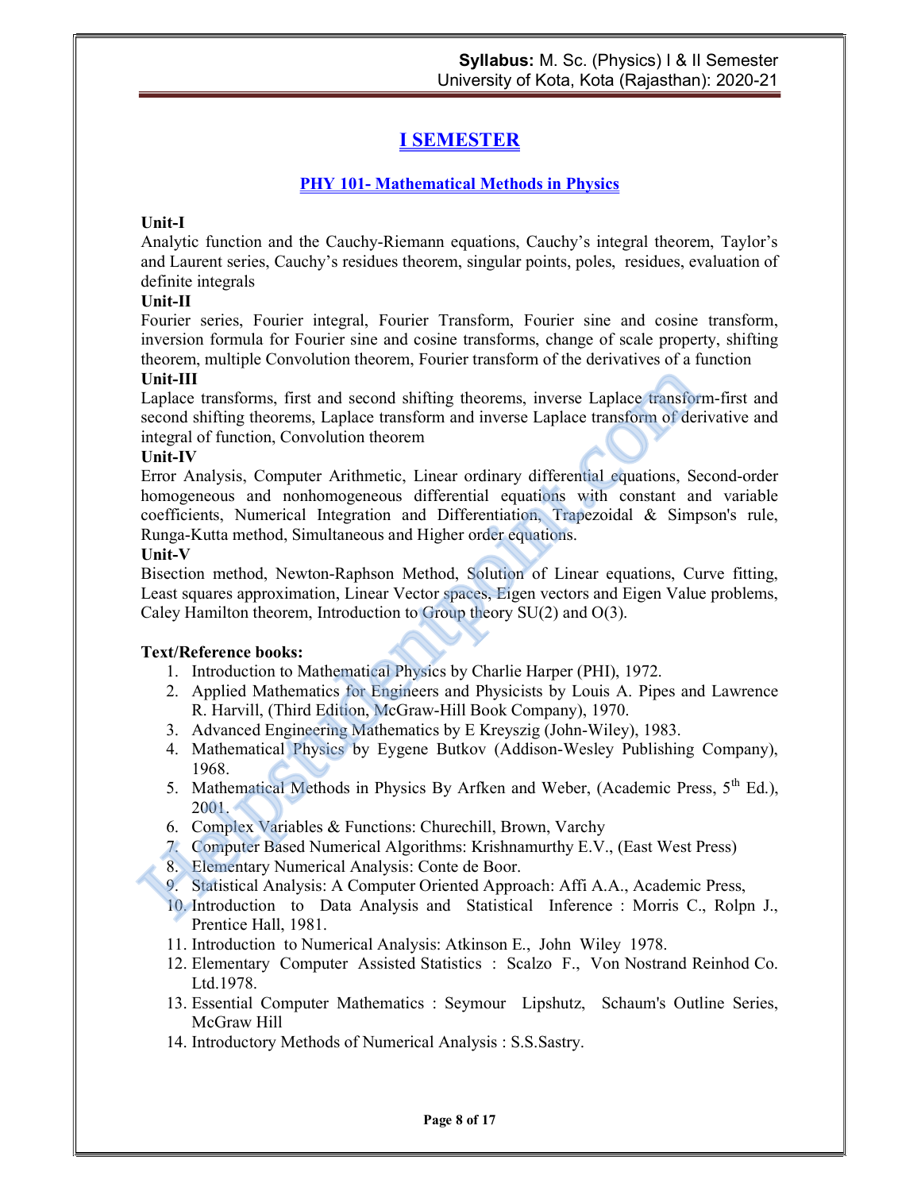# I SEMESTER

## PHY 101- Mathematical Methods in Physics

**Unit-I**

Analytic function and the Cauchy-Riemann equations, Cauchy's integral theorem, Taylor's and Laurent series, Cauchy's residues theorem, singular points, poles, residues, evaluation of definite integrals

**Unit-II**

Fourier series, Fourier integral, Fourier Transform, Fourier sine and cosine transform, inversion formula for Fourier sine and cosine transforms, change of scale property, shifting theorem, multiple Convolution theorem, Fourier transform of the derivatives of a function

**Unit-III**

Laplace transforms, first and second shifting theorems, inverse Laplace transform-first and second shifting theorems, Laplace transform and inverse Laplace transform of derivative and integral of function, Convolution theorem

**Unit-IV**

Error Analysis, Computer Arithmetic, Linear ordinary differential equations, Second-order homogeneous and nonhomogeneous differential equations with constant and variable coefficients, Numerical Integration and Differentiation, Trapezoidal & Simpson's rule, Runga-Kutta method, Simultaneous and Higher order equations.

**Unit-V**

Bisection method, Newton-Raphson Method, Solution of Linear equations, Curve fitting, Least squares approximation, Linear Vector spaces, Eigen vectors and Eigen Value problems, Caley Hamilton theorem, Introduction to Group theory SU(2) and O(3).

**Text/Reference books:**

1. Introduction to Mathematical Physics by Charlie Harper (PHI), 1972.
2. Applied Mathematics for Engineers and Physicists by Louis A. Pipes and Lawrence R. Harvill, (Third Edition, McGraw-Hill Book Company), 1970.
3. Advanced Engineering Mathematics by E Kreyszig (John-Wiley), 1983.
4. Mathematical Physics by Eygene Butkov (Addison-Wesley Publishing Company), 1968.
5. Mathematical Methods in Physics By Arfken and Weber, (Academic Press, 5th Ed.), 2001.
6. Complex Variables & Functions: Churechill, Brown, Varchy
7. Computer Based Numerical Algorithms: Krishnamurthy E.V., (East West Press)
8. Elementary Numerical Analysis: Conte de Boor.
9. Statistical Analysis: A Computer Oriented Approach: Affi A.A., Academic Press,
10. Introduction to Data Analysis and Statistical Inference : Morris C., Rolpn J., Prentice Hall, 1981.
11. Introduction to Numerical Analysis: Atkinson E., John Wiley 1978.
12. Elementary Computer Assisted Statistics : Scalzo F., Von Nostrand Reinhod Co. Ltd.1978.
13. Essential Computer Mathematics : Seymour Lipshutz, Schaum's Outline Series, McGraw Hill
14. Introductory Methods of Numerical Analysis : S.S.Sastry.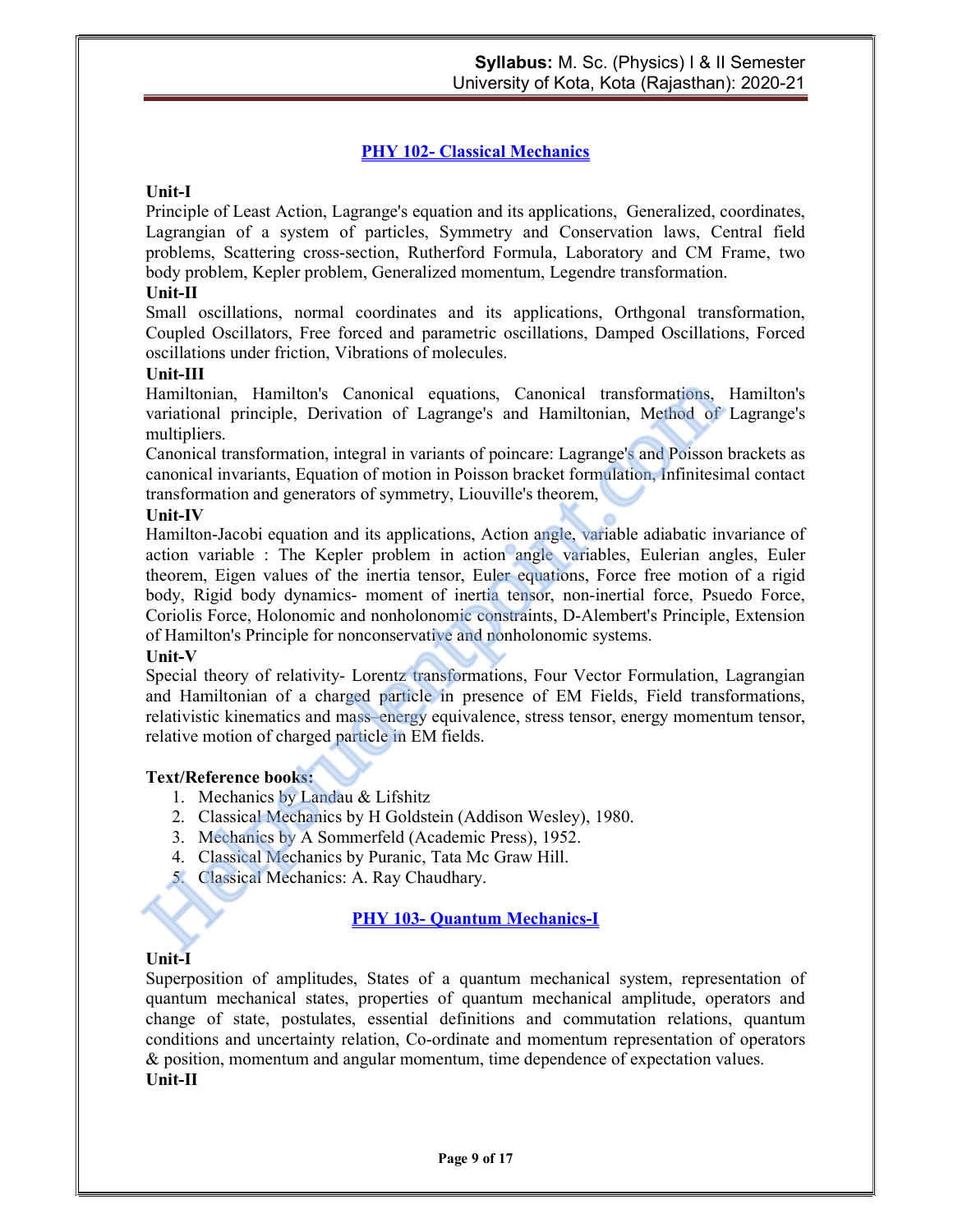## PHY 102- Classical Mechanics

**Unit-I**

Principle of Least Action, Lagrange's equation and its applications, Generalized, coordinates, Lagrangian of a system of particles, Symmetry and Conservation laws, Central field problems, Scattering cross-section, Rutherford Formula, Laboratory and CM Frame, two body problem, Kepler problem, Generalized momentum, Legendre transformation.

**Unit-II**

Small oscillations, normal coordinates and its applications, Orthgonal transformation, Coupled Oscillators, Free forced and parametric oscillations, Damped Oscillations, Forced oscillations under friction, Vibrations of molecules.

**Unit-III**

Hamiltonian, Hamilton's Canonical equations, Canonical transformations, Hamilton's variational principle, Derivation of Lagrange's and Hamiltonian, Method of Lagrange's multipliers.

Canonical transformation, integral in variants of poincare: Lagrange's and Poisson brackets as canonical invariants, Equation of motion in Poisson bracket formulation, Infinitesimal contact transformation and generators of symmetry, Liouville's theorem,

**Unit-IV**

Hamilton-Jacobi equation and its applications, Action angle, variable adiabatic invariance of action variable : The Kepler problem in action angle variables, Eulerian angles, Euler theorem, Eigen values of the inertia tensor, Euler equations, Force free motion of a rigid body, Rigid body dynamics- moment of inertia tensor, non-inertial force, Psuedo Force, Coriolis Force, Holonomic and nonholonomic constraints, D-Alembert's Principle, Extension of Hamilton's Principle for nonconservative and nonholonomic systems.

**Unit-V**

Special theory of relativity- Lorentz transformations, Four Vector Formulation, Lagrangian and Hamiltonian of a charged particle in presence of EM Fields, Field transformations, relativistic kinematics and mass–energy equivalence, stress tensor, energy momentum tensor, relative motion of charged particle in EM fields.

**Text/Reference books:**

1. Mechanics by Landau & Lifshitz
2. Classical Mechanics by H Goldstein (Addison Wesley), 1980.
3. Mechanics by A Sommerfeld (Academic Press), 1952.
4. Classical Mechanics by Puranic, Tata Mc Graw Hill.
5. Classical Mechanics: A. Ray Chaudhary.

## PHY 103- Quantum Mechanics-I

**Unit-I**

Superposition of amplitudes, States of a quantum mechanical system, representation of quantum mechanical states, properties of quantum mechanical amplitude, operators and change of state, postulates, essential definitions and commutation relations, quantum conditions and uncertainty relation, Co-ordinate and momentum representation of operators & position, momentum and angular momentum, time dependence of expectation values.

**Unit-II**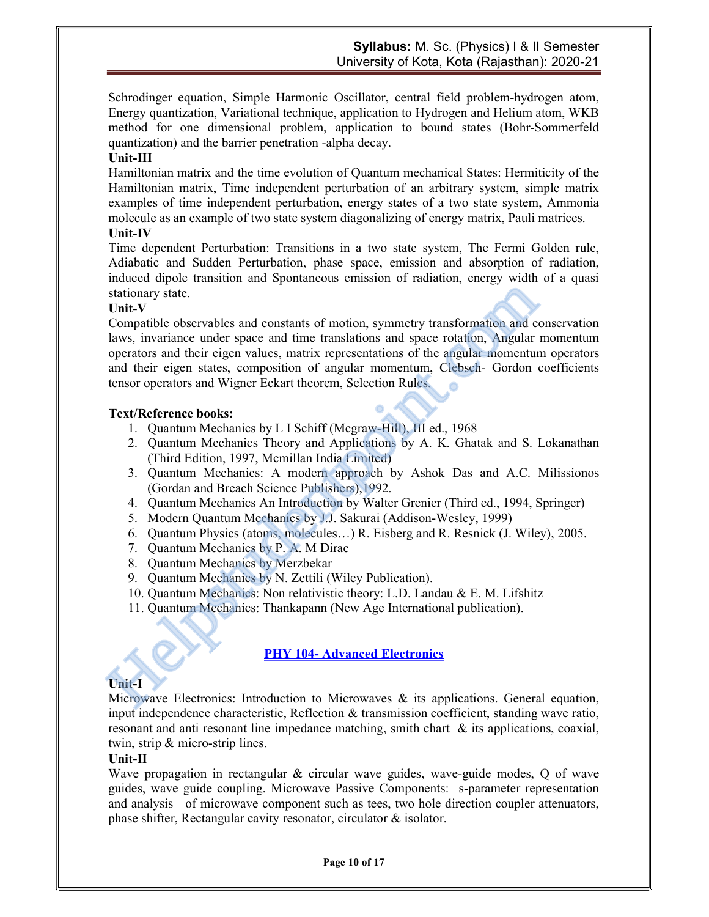Schrodinger equation, Simple Harmonic Oscillator, central field problem-hydrogen atom, Energy quantization, Variational technique, application to Hydrogen and Helium atom, WKB method for one dimensional problem, application to bound states (Bohr-Sommerfeld quantization) and the barrier penetration -alpha decay.

**Unit-III**

Hamiltonian matrix and the time evolution of Quantum mechanical States: Hermiticity of the Hamiltonian matrix, Time independent perturbation of an arbitrary system, simple matrix examples of time independent perturbation, energy states of a two state system, Ammonia molecule as an example of two state system diagonalizing of energy matrix, Pauli matrices.

**Unit-IV**

Time dependent Perturbation: Transitions in a two state system, The Fermi Golden rule, Adiabatic and Sudden Perturbation, phase space, emission and absorption of radiation, induced dipole transition and Spontaneous emission of radiation, energy width of a quasi stationary state.

**Unit-V**

Compatible observables and constants of motion, symmetry transformation and conservation laws, invariance under space and time translations and space rotation, Angular momentum operators and their eigen values, matrix representations of the angular momentum operators and their eigen states, composition of angular momentum, Clebsch- Gordon coefficients tensor operators and Wigner Eckart theorem, Selection Rules.

**Text/Reference books:**

1. Quantum Mechanics by L I Schiff (Mcgraw-Hill), III ed., 1968
2. Quantum Mechanics Theory and Applications by A. K. Ghatak and S. Lokanathan (Third Edition, 1997, Mcmillan India Limited)
3. Quantum Mechanics: A modern approach by Ashok Das and A.C. Milissionos (Gordan and Breach Science Publishers),1992.
4. Quantum Mechanics An Introduction by Walter Grenier (Third ed., 1994, Springer)
5. Modern Quantum Mechanics by J.J. Sakurai (Addison-Wesley, 1999)
6. Quantum Physics (atoms, molecules…) R. Eisberg and R. Resnick (J. Wiley), 2005.
7. Quantum Mechanics by P. A. M Dirac
8. Quantum Mechanics by Merzbekar
9. Quantum Mechanics by N. Zettili (Wiley Publication).
10. Quantum Mechanics: Non relativistic theory: L.D. Landau & E. M. Lifshitz
11. Quantum Mechanics: Thankapann (New Age International publication).

## PHY 104- Advanced Electronics

**Unit-I**

Microwave Electronics: Introduction to Microwaves & its applications. General equation, input independence characteristic, Reflection & transmission coefficient, standing wave ratio, resonant and anti resonant line impedance matching, smith chart & its applications, coaxial, twin, strip & micro-strip lines.

**Unit-II**

Wave propagation in rectangular & circular wave guides, wave-guide modes, Q of wave guides, wave guide coupling. Microwave Passive Components: s-parameter representation and analysis of microwave component such as tees, two hole direction coupler attenuators, phase shifter, Rectangular cavity resonator, circulator & isolator.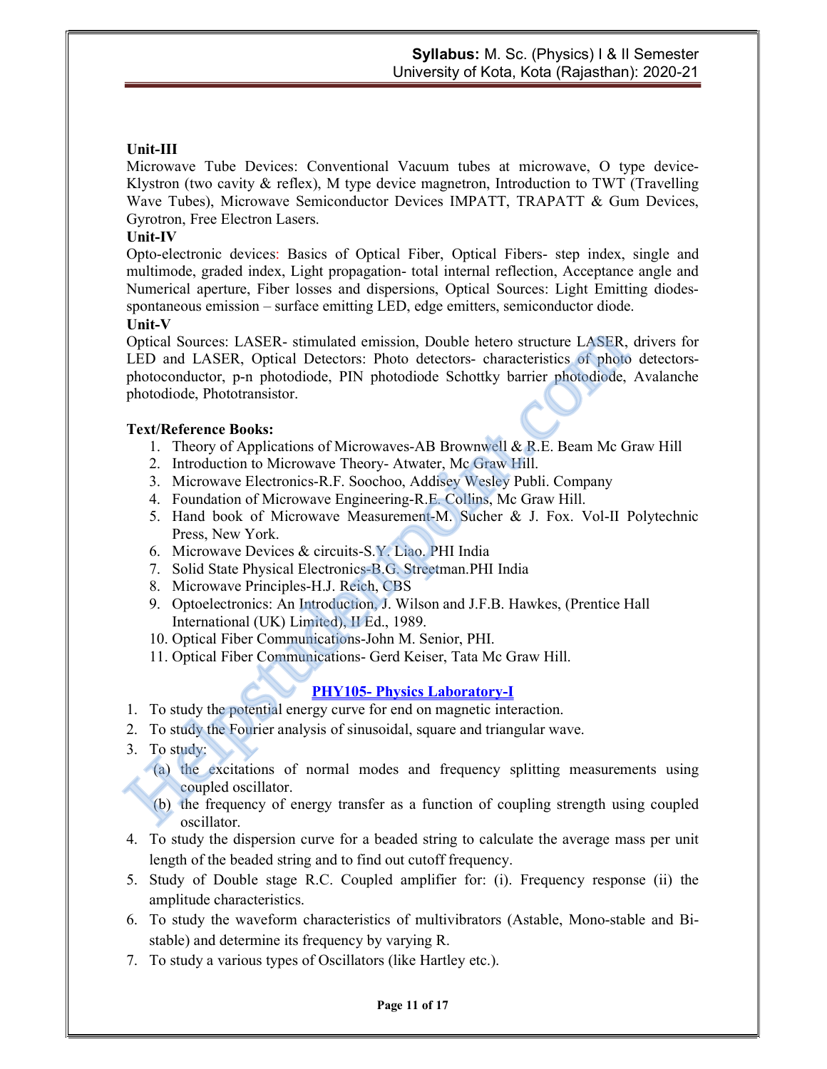**Unit-III**

Microwave Tube Devices: Conventional Vacuum tubes at microwave, O type device-Klystron (two cavity & reflex), M type device magnetron, Introduction to TWT (Travelling Wave Tubes), Microwave Semiconductor Devices IMPATT, TRAPATT & Gum Devices, Gyrotron, Free Electron Lasers.

**Unit-IV**

Opto-electronic devices: Basics of Optical Fiber, Optical Fibers- step index, single and multimode, graded index, Light propagation- total internal reflection, Acceptance angle and Numerical aperture, Fiber losses and dispersions, Optical Sources: Light Emitting diodes-spontaneous emission – surface emitting LED, edge emitters, semiconductor diode.

**Unit-V**

Optical Sources: LASER- stimulated emission, Double hetero structure LASER, drivers for LED and LASER, Optical Detectors: Photo detectors- characteristics of photo detectors-photoconductor, p-n photodiode, PIN photodiode Schottky barrier photodiode, Avalanche photodiode, Phototransistor.

**Text/Reference Books:**

1. Theory of Applications of Microwaves-AB Brownwell & R.E. Beam Mc Graw Hill
2. Introduction to Microwave Theory- Atwater, Mc Graw Hill.
3. Microwave Electronics-R.F. Soochoo, Addisey Wesley Publi. Company
4. Foundation of Microwave Engineering-R.E. Collins, Mc Graw Hill.
5. Hand book of Microwave Measurement-M. Sucher & J. Fox. Vol-II Polytechnic Press, New York.
6. Microwave Devices & circuits-S.Y. Liao. PHI India
7. Solid State Physical Electronics-B.G. Streetman.PHI India
8. Microwave Principles-H.J. Reich, CBS
9. Optoelectronics: An Introduction, J. Wilson and J.F.B. Hawkes, (Prentice Hall International (UK) Limited), II Ed., 1989.
10. Optical Fiber Communications-John M. Senior, PHI.
11. Optical Fiber Communications- Gerd Keiser, Tata Mc Graw Hill.

## PHY105- Physics Laboratory-I

1. To study the potential energy curve for end on magnetic interaction.
2. To study the Fourier analysis of sinusoidal, square and triangular wave.
3. To study:
   (a) the excitations of normal modes and frequency splitting measurements using coupled oscillator.
   (b) the frequency of energy transfer as a function of coupling strength using coupled oscillator.
4. To study the dispersion curve for a beaded string to calculate the average mass per unit length of the beaded string and to find out cutoff frequency.
5. Study of Double stage R.C. Coupled amplifier for: (i). Frequency response (ii) the amplitude characteristics.
6. To study the waveform characteristics of multivibrators (Astable, Mono-stable and Bi-stable) and determine its frequency by varying R.
7. To study a various types of Oscillators (like Hartley etc.).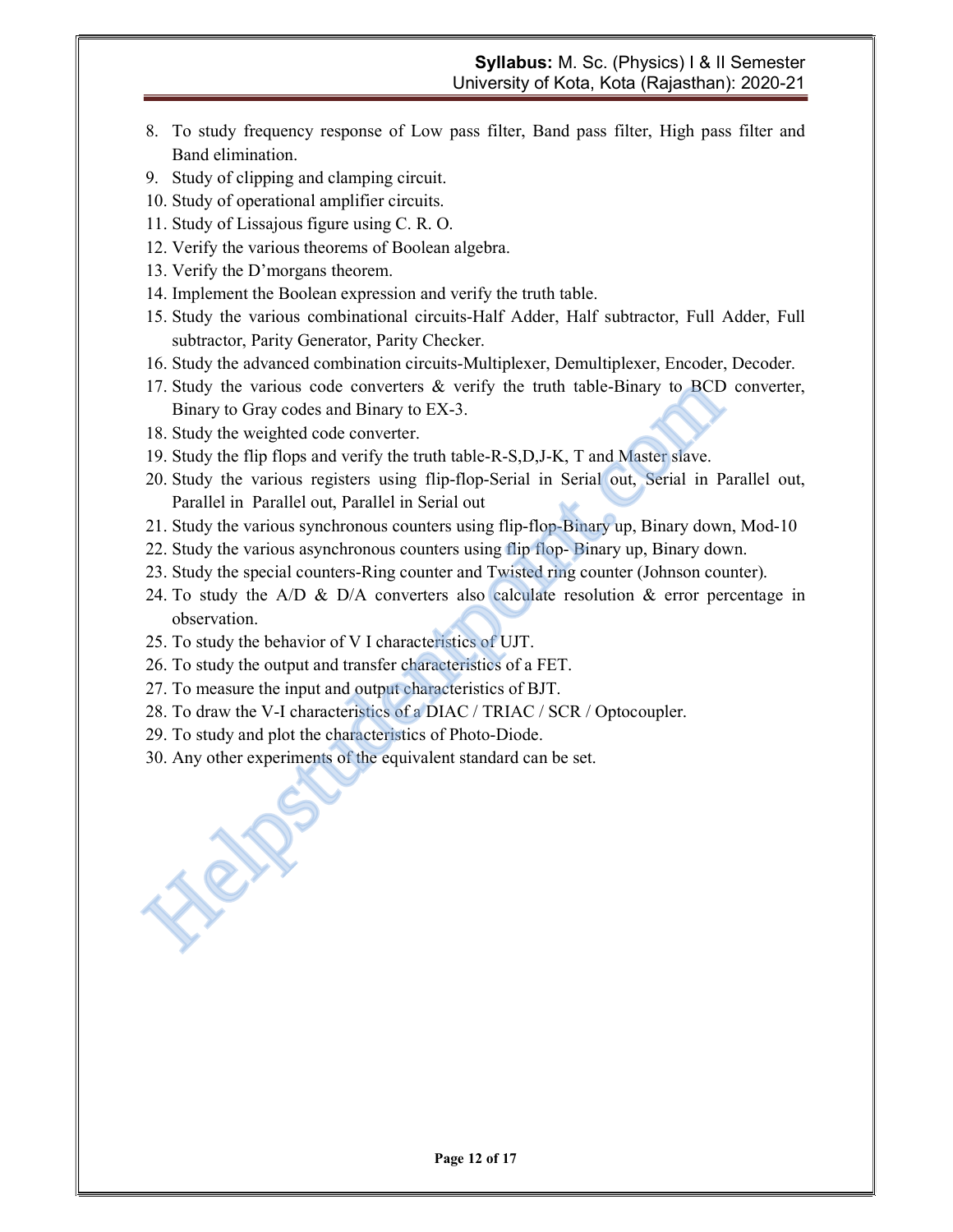8. To study frequency response of Low pass filter, Band pass filter, High pass filter and Band elimination.
9. Study of clipping and clamping circuit.
10. Study of operational amplifier circuits.
11. Study of Lissajous figure using C. R. O.
12. Verify the various theorems of Boolean algebra.
13. Verify the D'morgans theorem.
14. Implement the Boolean expression and verify the truth table.
15. Study the various combinational circuits-Half Adder, Half subtractor, Full Adder, Full subtractor, Parity Generator, Parity Checker.
16. Study the advanced combination circuits-Multiplexer, Demultiplexer, Encoder, Decoder.
17. Study the various code converters & verify the truth table-Binary to BCD converter, Binary to Gray codes and Binary to EX-3.
18. Study the weighted code converter.
19. Study the flip flops and verify the truth table-R-S,D,J-K, T and Master slave.
20. Study the various registers using flip-flop-Serial in Serial out, Serial in Parallel out, Parallel in Parallel out, Parallel in Serial out
21. Study the various synchronous counters using flip-flop-Binary up, Binary down, Mod-10
22. Study the various asynchronous counters using flip flop- Binary up, Binary down.
23. Study the special counters-Ring counter and Twisted ring counter (Johnson counter).
24. To study the A/D & D/A converters also calculate resolution & error percentage in observation.
25. To study the behavior of V I characteristics of UJT.
26. To study the output and transfer characteristics of a FET.
27. To measure the input and output characteristics of BJT.
28. To draw the V-I characteristics of a DIAC / TRIAC / SCR / Optocoupler.
29. To study and plot the characteristics of Photo-Diode.
30. Any other experiments of the equivalent standard can be set.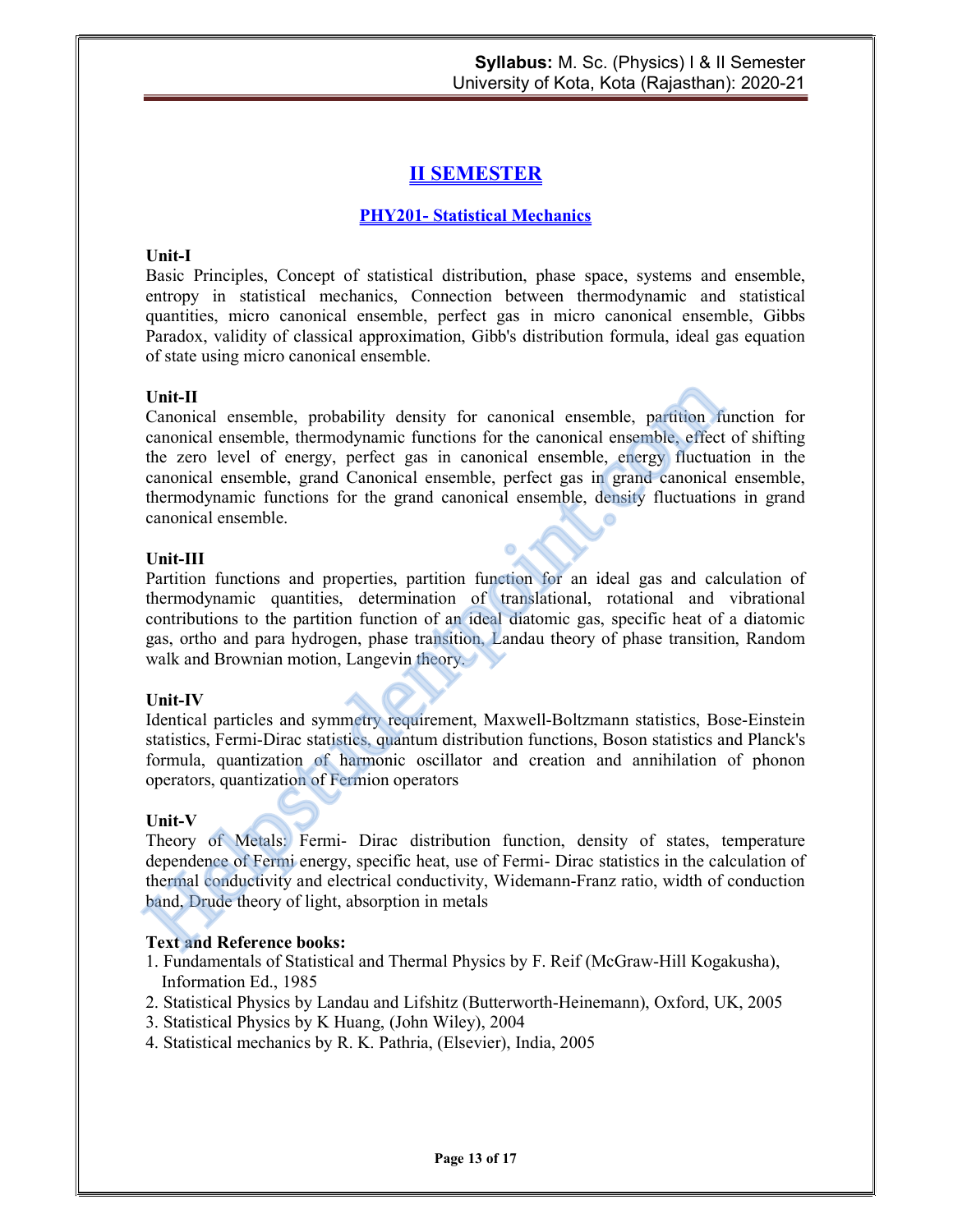# II SEMESTER

## PHY201- Statistical Mechanics

**Unit-I**

Basic Principles, Concept of statistical distribution, phase space, systems and ensemble, entropy in statistical mechanics, Connection between thermodynamic and statistical quantities, micro canonical ensemble, perfect gas in micro canonical ensemble, Gibbs Paradox, validity of classical approximation, Gibb's distribution formula, ideal gas equation of state using micro canonical ensemble.

**Unit-II**

Canonical ensemble, probability density for canonical ensemble, partition function for canonical ensemble, thermodynamic functions for the canonical ensemble, effect of shifting the zero level of energy, perfect gas in canonical ensemble, energy fluctuation in the canonical ensemble, grand Canonical ensemble, perfect gas in grand canonical ensemble, thermodynamic functions for the grand canonical ensemble, density fluctuations in grand canonical ensemble.

**Unit-III**

Partition functions and properties, partition function for an ideal gas and calculation of thermodynamic quantities, determination of translational, rotational and vibrational contributions to the partition function of an ideal diatomic gas, specific heat of a diatomic gas, ortho and para hydrogen, phase transition, Landau theory of phase transition, Random walk and Brownian motion, Langevin theory.

**Unit-IV**

Identical particles and symmetry requirement, Maxwell-Boltzmann statistics, Bose-Einstein statistics, Fermi-Dirac statistics, quantum distribution functions, Boson statistics and Planck's formula, quantization of harmonic oscillator and creation and annihilation of phonon operators, quantization of Fermion operators

**Unit-V**

Theory of Metals: Fermi- Dirac distribution function, density of states, temperature dependence of Fermi energy, specific heat, use of Fermi- Dirac statistics in the calculation of thermal conductivity and electrical conductivity, Widemann-Franz ratio, width of conduction band, Drude theory of light, absorption in metals

**Text and Reference books:**

1. Fundamentals of Statistical and Thermal Physics by F. Reif (McGraw-Hill Kogakusha), Information Ed., 1985
2. Statistical Physics by Landau and Lifshitz (Butterworth-Heinemann), Oxford, UK, 2005
3. Statistical Physics by K Huang, (John Wiley), 2004
4. Statistical mechanics by R. K. Pathria, (Elsevier), India, 2005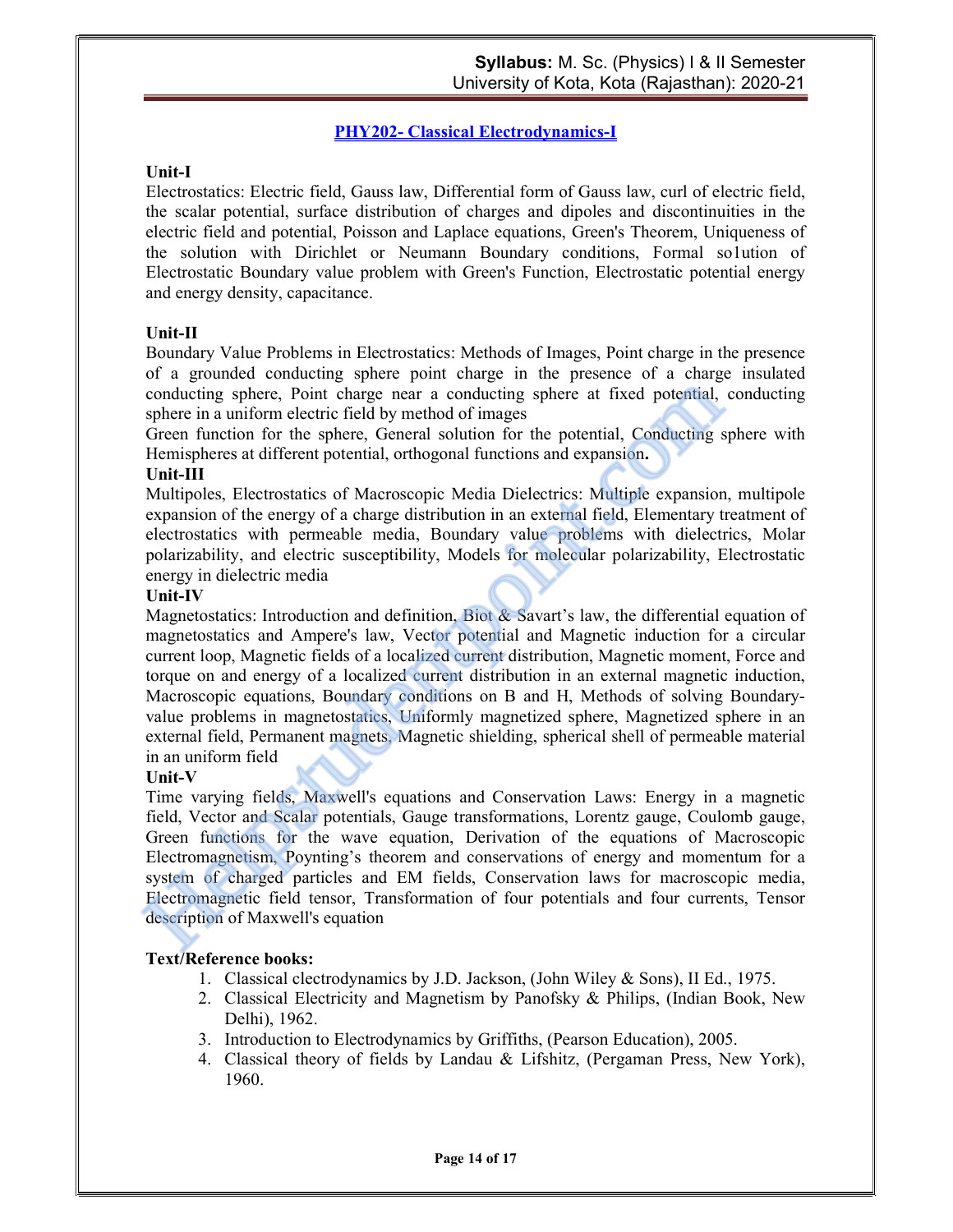## PHY202- Classical Electrodynamics-I

**Unit-I**

Electrostatics: Electric field, Gauss law, Differential form of Gauss law, curl of electric field, the scalar potential, surface distribution of charges and dipoles and discontinuities in the electric field and potential, Poisson and Laplace equations, Green's Theorem, Uniqueness of the solution with Dirichlet or Neumann Boundary conditions, Formal so1ution of Electrostatic Boundary value problem with Green's Function, Electrostatic potential energy and energy density, capacitance.

**Unit-II**

Boundary Value Problems in Electrostatics: Methods of Images, Point charge in the presence of a grounded conducting sphere point charge in the presence of a charge insulated conducting sphere, Point charge near a conducting sphere at fixed potential, conducting sphere in a uniform electric field by method of images

Green function for the sphere, General solution for the potential, Conducting sphere with Hemispheres at different potential, orthogonal functions and expansion**.**

**Unit-III**

Multipoles, Electrostatics of Macroscopic Media Dielectrics: Multiple expansion, multipole expansion of the energy of a charge distribution in an external field, Elementary treatment of electrostatics with permeable media, Boundary value problems with dielectrics, Molar polarizability, and electric susceptibility, Models for molecular polarizability, Electrostatic energy in dielectric media

**Unit-IV**

Magnetostatics: Introduction and definition, Biot & Savart's law, the differential equation of magnetostatics and Ampere's law, Vector potential and Magnetic induction for a circular current loop, Magnetic fields of a localized current distribution, Magnetic moment, Force and torque on and energy of a localized current distribution in an external magnetic induction, Macroscopic equations, Boundary conditions on B and H, Methods of solving Boundary-value problems in magnetostatics, Uniformly magnetized sphere, Magnetized sphere in an external field, Permanent magnets, Magnetic shielding, spherical shell of permeable material in an uniform field

**Unit-V**

Time varying fields, Maxwell's equations and Conservation Laws: Energy in a magnetic field, Vector and Scalar potentials, Gauge transformations, Lorentz gauge, Coulomb gauge, Green functions for the wave equation, Derivation of the equations of Macroscopic Electromagnetism, Poynting's theorem and conservations of energy and momentum for a system of charged particles and EM fields, Conservation laws for macroscopic media, Electromagnetic field tensor, Transformation of four potentials and four currents, Tensor description of Maxwell's equation

**Text/Reference books:**

1. Classical clectrodynamics by J.D. Jackson, (John Wiley & Sons), II Ed., 1975.
2. Classical Electricity and Magnetism by Panofsky & Philips, (Indian Book, New Delhi), 1962.
3. Introduction to Electrodynamics by Griffiths, (Pearson Education), 2005.
4. Classical theory of fields by Landau & Lifshitz, (Pergaman Press, New York), 1960.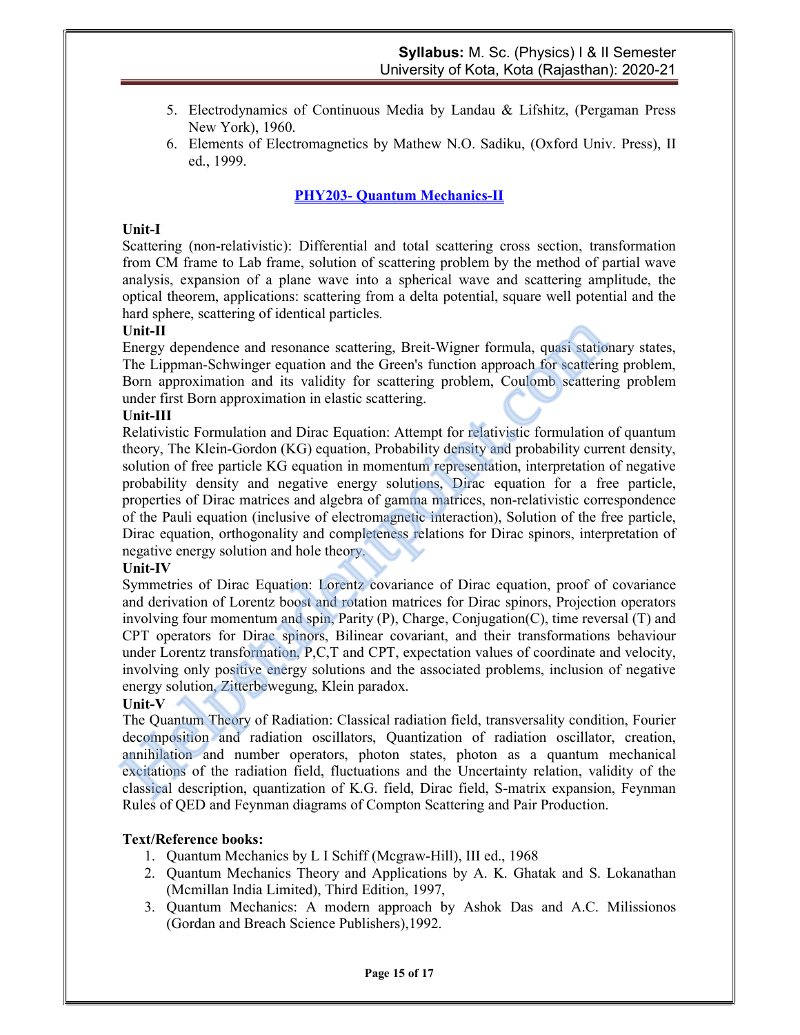5. Electrodynamics of Continuous Media by Landau & Lifshitz, (Pergaman Press New York), 1960.
6. Elements of Electromagnetics by Mathew N.O. Sadiku, (Oxford Univ. Press), II ed., 1999.

## PHY203- Quantum Mechanics-II

**Unit-I**

Scattering (non-relativistic): Differential and total scattering cross section, transformation from CM frame to Lab frame, solution of scattering problem by the method of partial wave analysis, expansion of a plane wave into a spherical wave and scattering amplitude, the optical theorem, applications: scattering from a delta potential, square well potential and the hard sphere, scattering of identical particles.

**Unit-II**

Energy dependence and resonance scattering, Breit-Wigner formula, quasi stationary states, The Lippman-Schwinger equation and the Green's function approach for scattering problem, Born approximation and its validity for scattering problem, Coulomb scattering problem under first Born approximation in elastic scattering.

**Unit-III**

Relativistic Formulation and Dirac Equation: Attempt for relativistic formulation of quantum theory, The Klein-Gordon (KG) equation, Probability density and probability current density, solution of free particle KG equation in momentum representation, interpretation of negative probability density and negative energy solutions, Dirac equation for a free particle, properties of Dirac matrices and algebra of gamma matrices, non-relativistic correspondence of the Pauli equation (inclusive of electromagnetic interaction), Solution of the free particle, Dirac equation, orthogonality and completeness relations for Dirac spinors, interpretation of negative energy solution and hole theory.

**Unit-IV**

Symmetries of Dirac Equation: Lorentz covariance of Dirac equation, proof of covariance and derivation of Lorentz boost and rotation matrices for Dirac spinors, Projection operators involving four momentum and spin, Parity (P), Charge, Conjugation(C), time reversal (T) and CPT operators for Dirac spinors, Bilinear covariant, and their transformations behaviour under Lorentz transformation, P,C,T and CPT, expectation values of coordinate and velocity, involving only positive energy solutions and the associated problems, inclusion of negative energy solution, Zitterbewegung, Klein paradox.

**Unit-V**

The Quantum Theory of Radiation: Classical radiation field, transversality condition, Fourier decomposition and radiation oscillators, Quantization of radiation oscillator, creation, annihilation and number operators, photon states, photon as a quantum mechanical excitations of the radiation field, fluctuations and the Uncertainty relation, validity of the classical description, quantization of K.G. field, Dirac field, S-matrix expansion, Feynman Rules of QED and Feynman diagrams of Compton Scattering and Pair Production.

**Text/Reference books:**

1. Quantum Mechanics by L I Schiff (Mcgraw-Hill), III ed., 1968
2. Quantum Mechanics Theory and Applications by A. K. Ghatak and S. Lokanathan (Mcmillan India Limited), Third Edition, 1997,
3. Quantum Mechanics: A modern approach by Ashok Das and A.C. Milissionos (Gordan and Breach Science Publishers),1992.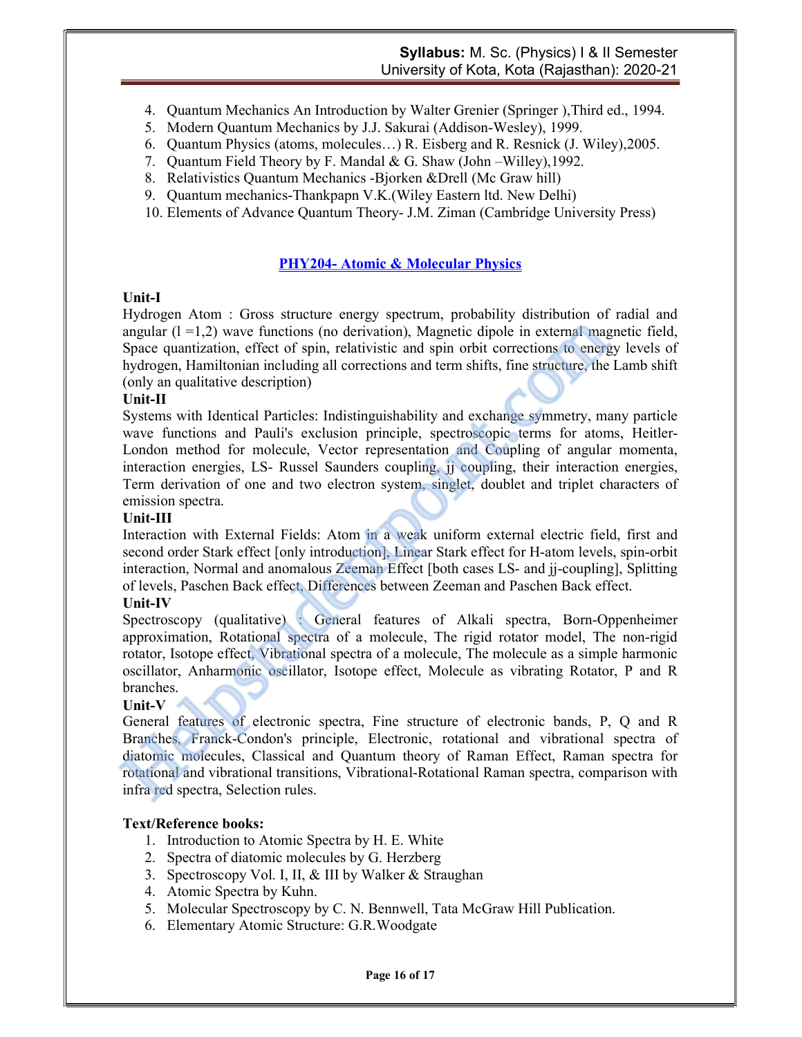4. Quantum Mechanics An Introduction by Walter Grenier (Springer ),Third ed., 1994.
5. Modern Quantum Mechanics by J.J. Sakurai (Addison-Wesley), 1999.
6. Quantum Physics (atoms, molecules…) R. Eisberg and R. Resnick (J. Wiley),2005.
7. Quantum Field Theory by F. Mandal & G. Shaw (John –Willey),1992.
8. Relativistics Quantum Mechanics -Bjorken &Drell (Mc Graw hill)
9. Quantum mechanics-Thankpapn V.K.(Wiley Eastern ltd. New Delhi)
10. Elements of Advance Quantum Theory- J.M. Ziman (Cambridge University Press)

## PHY204- Atomic & Molecular Physics

**Unit-I**

Hydrogen Atom : Gross structure energy spectrum, probability distribution of radial and angular (l =1,2) wave functions (no derivation), Magnetic dipole in external magnetic field, Space quantization, effect of spin, relativistic and spin orbit corrections to energy levels of hydrogen, Hamiltonian including all corrections and term shifts, fine structure, the Lamb shift (only an qualitative description)

**Unit-II**

Systems with Identical Particles: Indistinguishability and exchange symmetry, many particle wave functions and Pauli's exclusion principle, spectroscopic terms for atoms, Heitler-London method for molecule, Vector representation and Coupling of angular momenta, interaction energies, LS- Russel Saunders coupling, jj coupling, their interaction energies, Term derivation of one and two electron system, singlet, doublet and triplet characters of emission spectra.

**Unit-III**

Interaction with External Fields: Atom in a weak uniform external electric field, first and second order Stark effect [only introduction], Linear Stark effect for H-atom levels, spin-orbit interaction, Normal and anomalous Zeeman Effect [both cases LS- and jj-coupling], Splitting of levels, Paschen Back effect, Differences between Zeeman and Paschen Back effect.

**Unit-IV**

Spectroscopy (qualitative) : General features of Alkali spectra, Born-Oppenheimer approximation, Rotational spectra of a molecule, The rigid rotator model, The non-rigid rotator, Isotope effect, Vibrational spectra of a molecule, The molecule as a simple harmonic oscillator, Anharmonic oscillator, Isotope effect, Molecule as vibrating Rotator, P and R branches.

**Unit-V**

General features of electronic spectra, Fine structure of electronic bands, P, Q and R Branches, Franck-Condon's principle, Electronic, rotational and vibrational spectra of diatomic molecules, Classical and Quantum theory of Raman Effect, Raman spectra for rotational and vibrational transitions, Vibrational-Rotational Raman spectra, comparison with infra red spectra, Selection rules.

**Text/Reference books:**

1. Introduction to Atomic Spectra by H. E. White
2. Spectra of diatomic molecules by G. Herzberg
3. Spectroscopy Vol. I, II, & III by Walker & Straughan
4. Atomic Spectra by Kuhn.
5. Molecular Spectroscopy by C. N. Bennwell, Tata McGraw Hill Publication.
6. Elementary Atomic Structure: G.R.Woodgate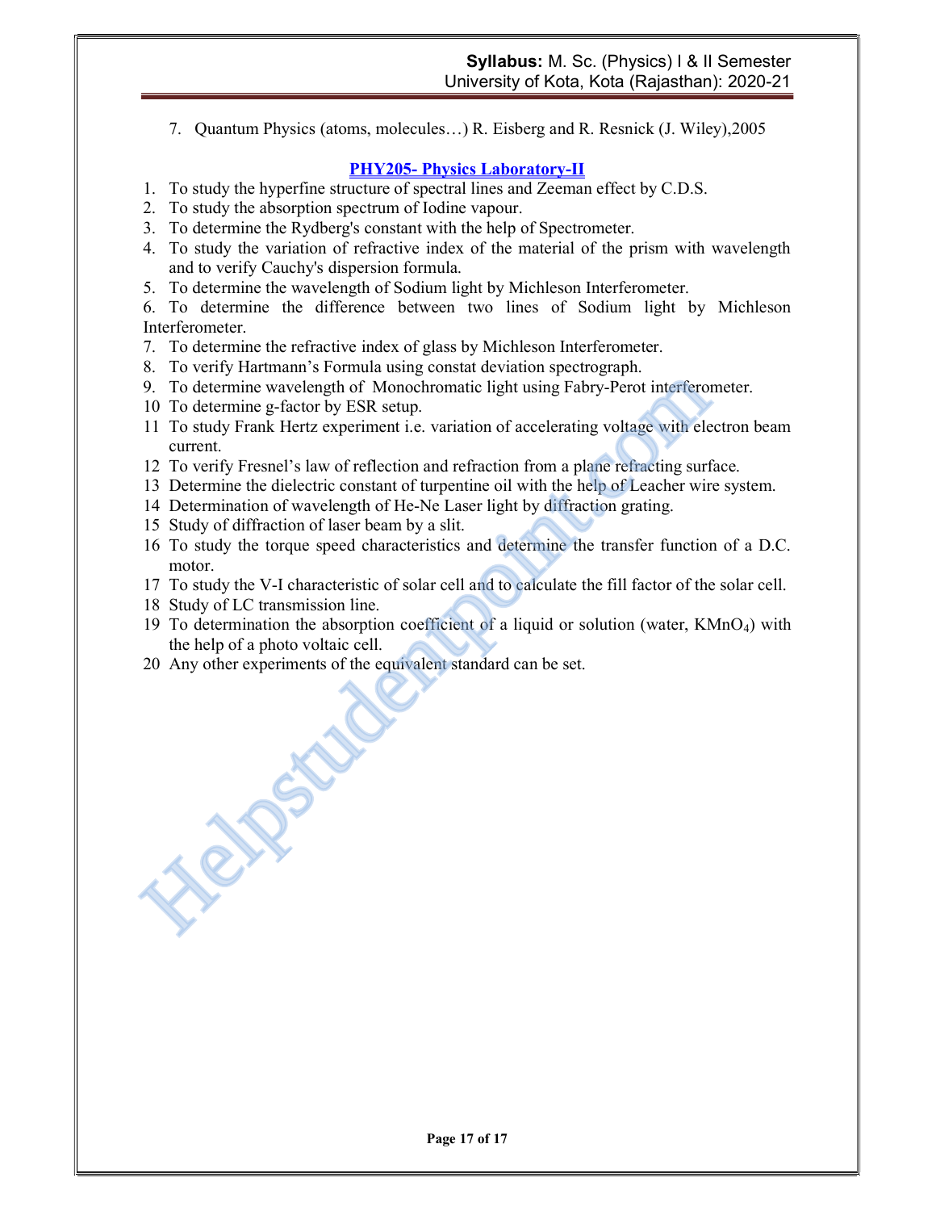7. Quantum Physics (atoms, molecules…) R. Eisberg and R. Resnick (J. Wiley),2005

## PHY205- Physics Laboratory-II

1. To study the hyperfine structure of spectral lines and Zeeman effect by C.D.S.
2. To study the absorption spectrum of Iodine vapour.
3. To determine the Rydberg's constant with the help of Spectrometer.
4. To study the variation of refractive index of the material of the prism with wavelength and to verify Cauchy's dispersion formula.
5. To determine the wavelength of Sodium light by Michleson Interferometer.
6. To determine the difference between two lines of Sodium light by Michleson Interferometer.
7. To determine the refractive index of glass by Michleson Interferometer.
8. To verify Hartmann's Formula using constat deviation spectrograph.
9. To determine wavelength of Monochromatic light using Fabry-Perot interferometer.
10. To determine g-factor by ESR setup.
11. To study Frank Hertz experiment i.e. variation of accelerating voltage with electron beam current.
12. To verify Fresnel's law of reflection and refraction from a plane refracting surface.
13. Determine the dielectric constant of turpentine oil with the help of Leacher wire system.
14. Determination of wavelength of He-Ne Laser light by diffraction grating.
15. Study of diffraction of laser beam by a slit.
16. To study the torque speed characteristics and determine the transfer function of a D.C. motor.
17. To study the V-I characteristic of solar cell and to calculate the fill factor of the solar cell.
18. Study of LC transmission line.
19. To determination the absorption coefficient of a liquid or solution (water, $KMnO_4$) with the help of a photo voltaic cell.
20. Any other experiments of the equivalent standard can be set.